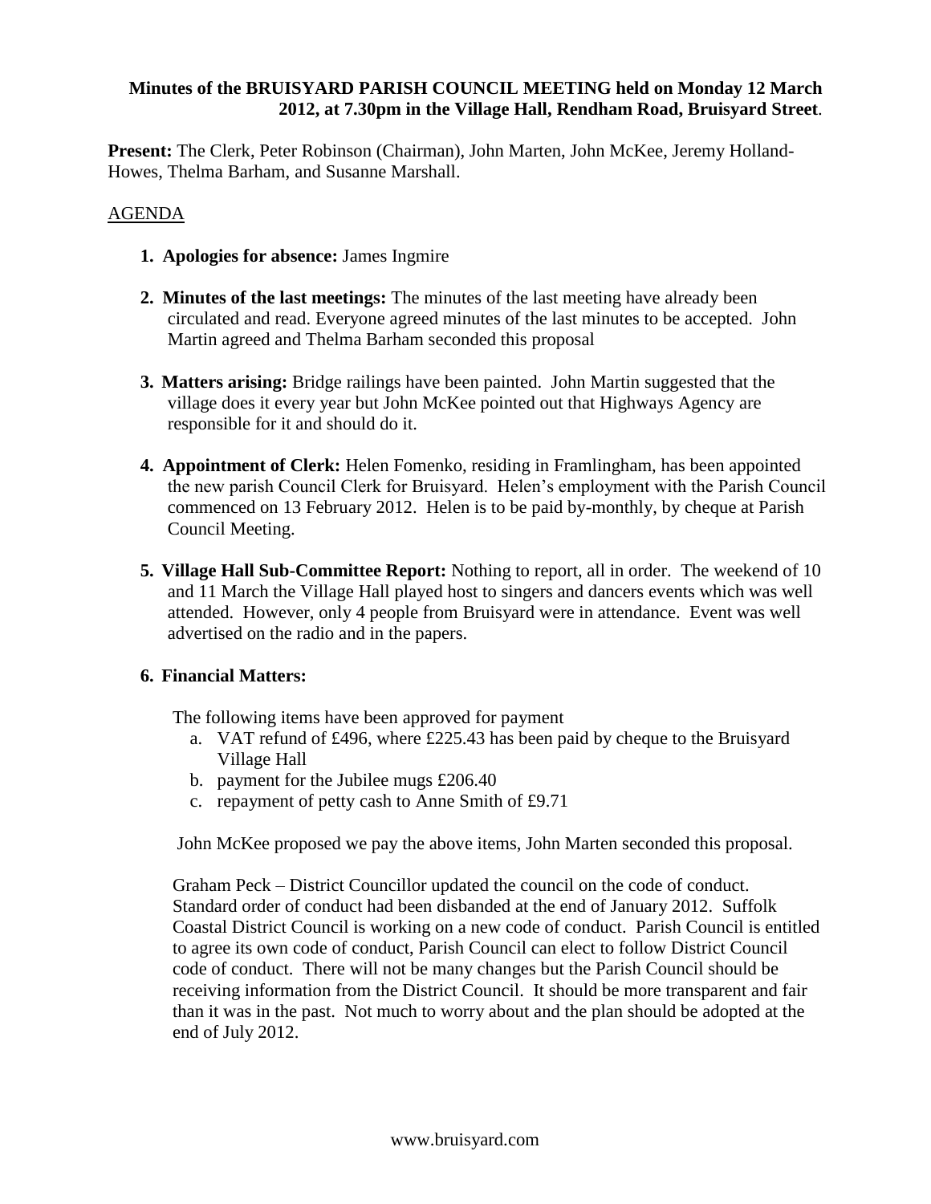**Minutes of the BRUISYARD PARISH COUNCIL MEETING held on Monday 12 March 2012, at 7.30pm in the Village Hall, Rendham Road, Bruisyard Street**.

**Present:** The Clerk, Peter Robinson (Chairman), John Marten, John McKee, Jeremy Holland-Howes, Thelma Barham, and Susanne Marshall.

AGENDA

1. **Apologies for absence:** James Ingmire
2. **Minutes of the last meetings:** The minutes of the last meeting have already been circulated and read. Everyone agreed minutes of the last minutes to be accepted. John Martin agreed and Thelma Barham seconded this proposal
3. **Matters arising:** Bridge railings have been painted. John Martin suggested that the village does it every year but John McKee pointed out that Highways Agency are responsible for it and should do it.
4. **Appointment of Clerk:** Helen Fomenko, residing in Framlingham, has been appointed the new parish Council Clerk for Bruisyard. Helen's employment with the Parish Council commenced on 13 February 2012. Helen is to be paid by-monthly, by cheque at Parish Council Meeting.
5. **Village Hall Sub-Committee Report:** Nothing to report, all in order. The weekend of 10 and 11 March the Village Hall played host to singers and dancers events which was well attended. However, only 4 people from Bruisyard were in attendance. Event was well advertised on the radio and in the papers.
6. **Financial Matters:**

   The following items have been approved for payment

   a. VAT refund of £496, where £225.43 has been paid by cheque to the Bruisyard Village Hall
   b. payment for the Jubilee mugs £206.40
   c. repayment of petty cash to Anne Smith of £9.71

   John McKee proposed we pay the above items, John Marten seconded this proposal.

   Graham Peck – District Councillor updated the council on the code of conduct. Standard order of conduct had been disbanded at the end of January 2012. Suffolk Coastal District Council is working on a new code of conduct. Parish Council is entitled to agree its own code of conduct, Parish Council can elect to follow District Council code of conduct. There will not be many changes but the Parish Council should be receiving information from the District Council. It should be more transparent and fair than it was in the past. Not much to worry about and the plan should be adopted at the end of July 2012.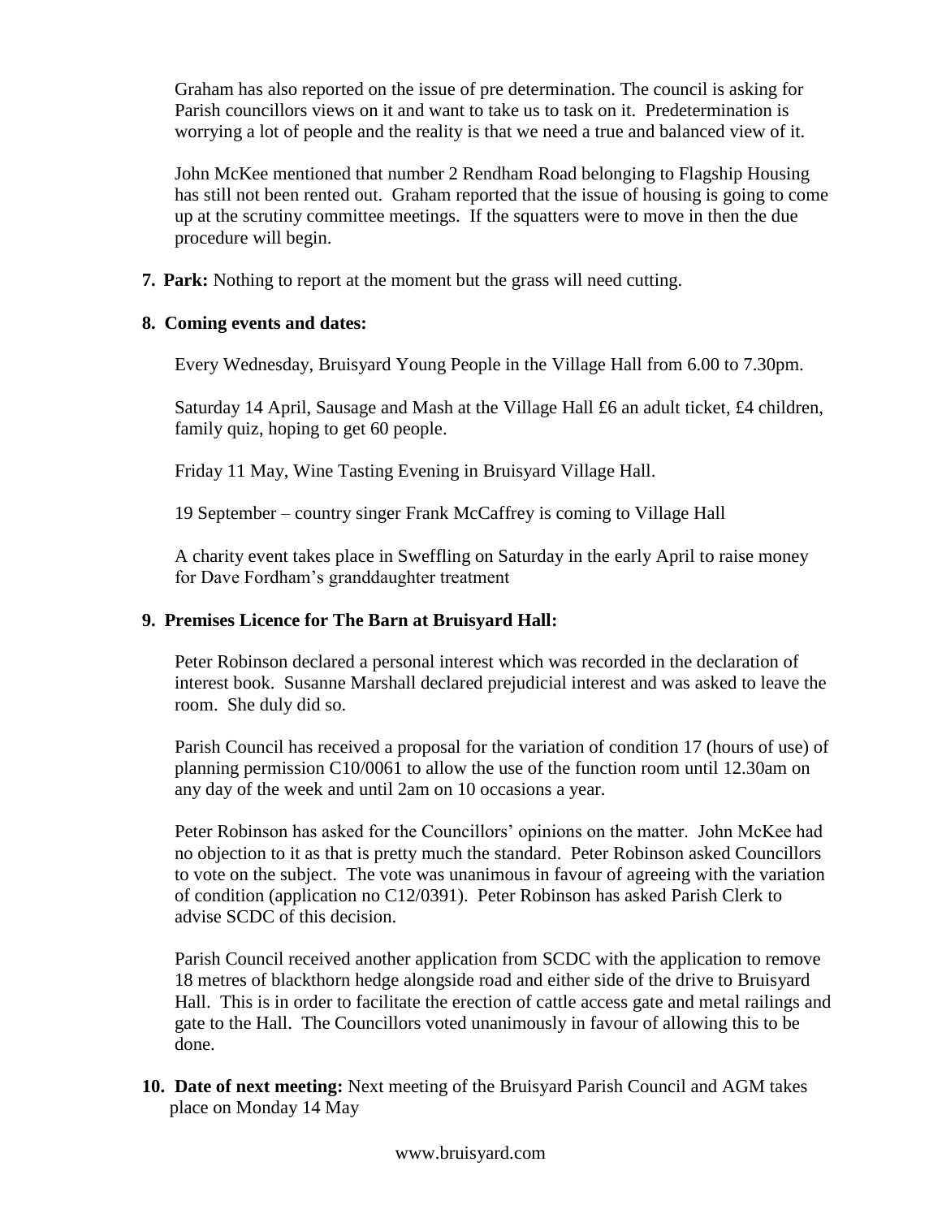Graham has also reported on the issue of pre determination. The council is asking for Parish councillors views on it and want to take us to task on it. Predetermination is worrying a lot of people and the reality is that we need a true and balanced view of it.

John McKee mentioned that number 2 Rendham Road belonging to Flagship Housing has still not been rented out. Graham reported that the issue of housing is going to come up at the scrutiny committee meetings. If the squatters were to move in then the due procedure will begin.

7. **Park:** Nothing to report at the moment but the grass will need cutting.

8. **Coming events and dates:**

   Every Wednesday, Bruisyard Young People in the Village Hall from 6.00 to 7.30pm.

   Saturday 14 April, Sausage and Mash at the Village Hall £6 an adult ticket, £4 children, family quiz, hoping to get 60 people.

   Friday 11 May, Wine Tasting Evening in Bruisyard Village Hall.

   19 September – country singer Frank McCaffrey is coming to Village Hall

   A charity event takes place in Sweffling on Saturday in the early April to raise money for Dave Fordham's granddaughter treatment

9. **Premises Licence for The Barn at Bruisyard Hall:**

   Peter Robinson declared a personal interest which was recorded in the declaration of interest book. Susanne Marshall declared prejudicial interest and was asked to leave the room. She duly did so.

   Parish Council has received a proposal for the variation of condition 17 (hours of use) of planning permission C10/0061 to allow the use of the function room until 12.30am on any day of the week and until 2am on 10 occasions a year.

   Peter Robinson has asked for the Councillors' opinions on the matter. John McKee had no objection to it as that is pretty much the standard. Peter Robinson asked Councillors to vote on the subject. The vote was unanimous in favour of agreeing with the variation of condition (application no C12/0391). Peter Robinson has asked Parish Clerk to advise SCDC of this decision.

   Parish Council received another application from SCDC with the application to remove 18 metres of blackthorn hedge alongside road and either side of the drive to Bruisyard Hall. This is in order to facilitate the erection of cattle access gate and metal railings and gate to the Hall. The Councillors voted unanimously in favour of allowing this to be done.

10. **Date of next meeting:** Next meeting of the Bruisyard Parish Council and AGM takes place on Monday 14 May

www.bruisyard.com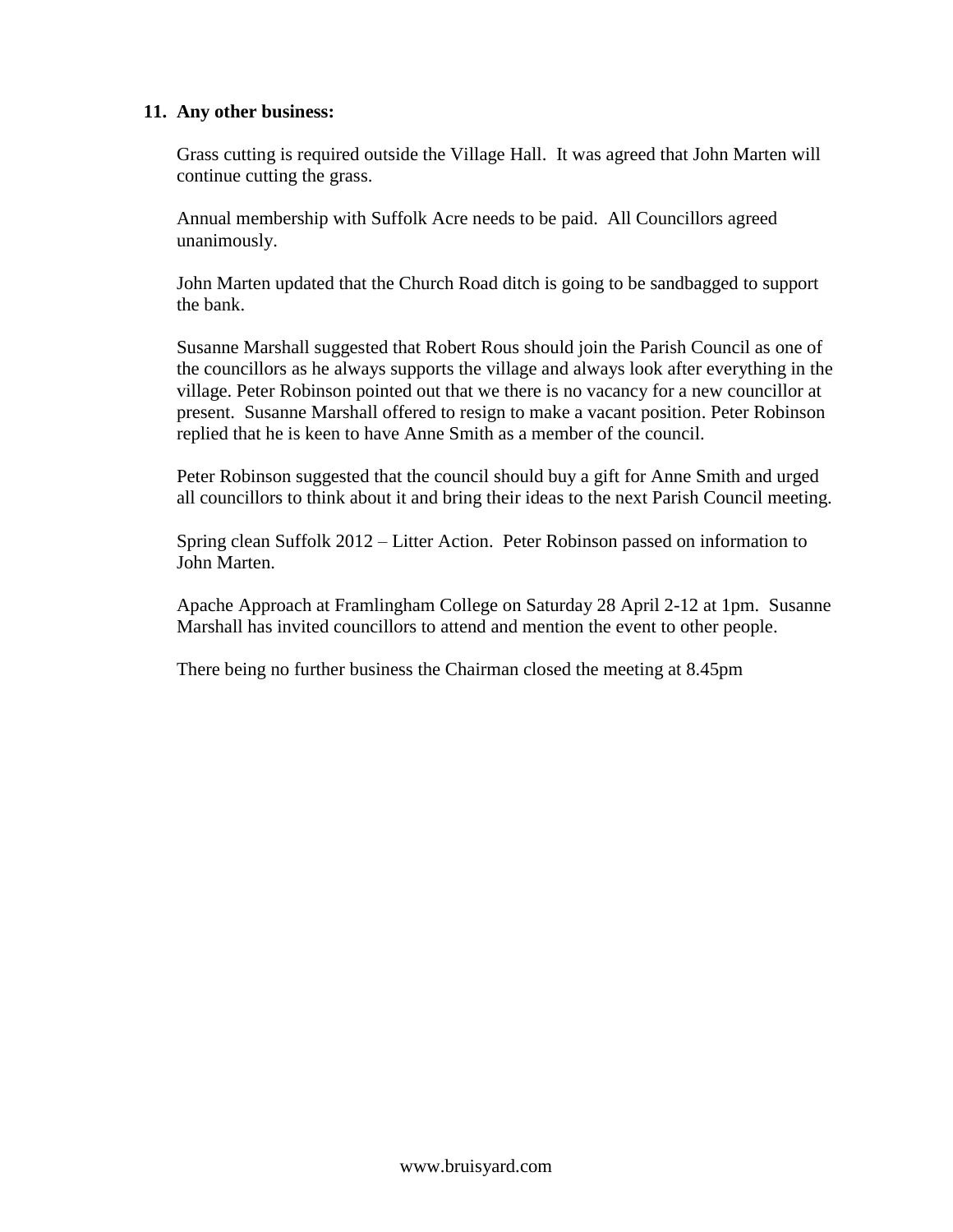## 11. Any other business:

Grass cutting is required outside the Village Hall. It was agreed that John Marten will continue cutting the grass.

Annual membership with Suffolk Acre needs to be paid. All Councillors agreed unanimously.

John Marten updated that the Church Road ditch is going to be sandbagged to support the bank.

Susanne Marshall suggested that Robert Rous should join the Parish Council as one of the councillors as he always supports the village and always look after everything in the village. Peter Robinson pointed out that we there is no vacancy for a new councillor at present. Susanne Marshall offered to resign to make a vacant position. Peter Robinson replied that he is keen to have Anne Smith as a member of the council.

Peter Robinson suggested that the council should buy a gift for Anne Smith and urged all councillors to think about it and bring their ideas to the next Parish Council meeting.

Spring clean Suffolk 2012 – Litter Action. Peter Robinson passed on information to John Marten.

Apache Approach at Framlingham College on Saturday 28 April 2-12 at 1pm. Susanne Marshall has invited councillors to attend and mention the event to other people.

There being no further business the Chairman closed the meeting at 8.45pm